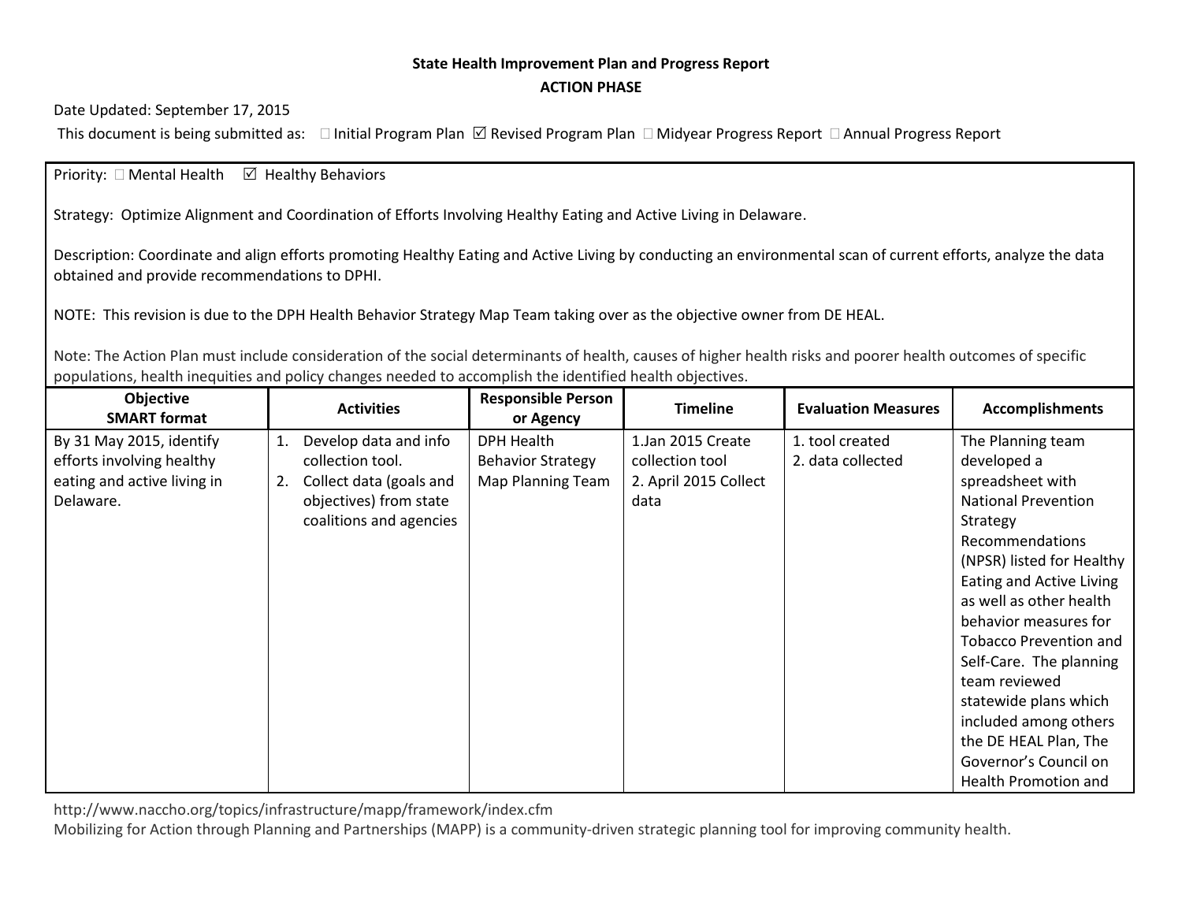**State Health Improvement Plan and Progress Report**

**ACTION PHASE**

Date Updated: September 17, 2015

This document is being submitted as: ☐ Initial Program Plan ☑ Revised Program Plan ☐ Midyear Progress Report ☐ Annual Progress Report

Priority: ☐ Mental Health ☑ Healthy Behaviors

Strategy: Optimize Alignment and Coordination of Efforts Involving Healthy Eating and Active Living in Delaware.

Description: Coordinate and align efforts promoting Healthy Eating and Active Living by conducting an environmental scan of current efforts, analyze the data obtained and provide recommendations to DPHI.

NOTE: This revision is due to the DPH Health Behavior Strategy Map Team taking over as the objective owner from DE HEAL.

Note: The Action Plan must include consideration of the social determinants of health, causes of higher health risks and poorer health outcomes of specific populations, health inequities and policy changes needed to accomplish the identified health objectives.

| Objective SMART format | Activities | Responsible Person or Agency | Timeline | Evaluation Measures | Accomplishments |
|---|---|---|---|---|---|
| By 31 May 2015, identify efforts involving healthy eating and active living in Delaware. | 1. Develop data and info collection tool.<br>2. Collect data (goals and objectives) from state coalitions and agencies | DPH Health Behavior Strategy Map Planning Team | 1.Jan 2015 Create collection tool<br>2. April 2015 Collect data | 1. tool created<br>2. data collected | The Planning team developed a spreadsheet with National Prevention Strategy Recommendations (NPSR) listed for Healthy Eating and Active Living as well as other health behavior measures for Tobacco Prevention and Self-Care. The planning team reviewed statewide plans which included among others the DE HEAL Plan, The Governor's Council on Health Promotion and |

http://www.naccho.org/topics/infrastructure/mapp/framework/index.cfm

Mobilizing for Action through Planning and Partnerships (MAPP) is a community-driven strategic planning tool for improving community health.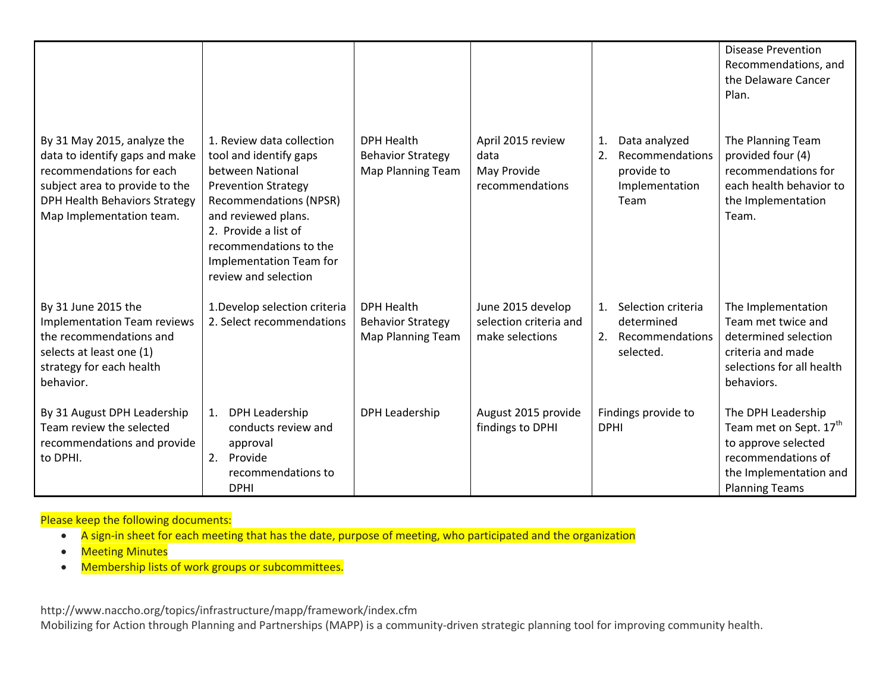| | | | | | |
|---|---|---|---|---|---|
| | | | | | Disease Prevention Recommendations, and the Delaware Cancer Plan. |
| By 31 May 2015, analyze the data to identify gaps and make recommendations for each subject area to provide to the DPH Health Behaviors Strategy Map Implementation team. | 1. Review data collection tool and identify gaps between National Prevention Strategy Recommendations (NPSR) and reviewed plans.<br>2. Provide a list of recommendations to the Implementation Team for review and selection | DPH Health Behavior Strategy Map Planning Team | April 2015 review data<br>May Provide recommendations | 1. Data analyzed<br>2. Recommendations provide to Implementation Team | The Planning Team provided four (4) recommendations for each health behavior to the Implementation Team. |
| By 31 June 2015 the Implementation Team reviews the recommendations and selects at least one (1) strategy for each health behavior. | 1.Develop selection criteria<br>2. Select recommendations | DPH Health Behavior Strategy Map Planning Team | June 2015 develop selection criteria and make selections | 1. Selection criteria determined<br>2. Recommendations selected. | The Implementation Team met twice and determined selection criteria and made selections for all health behaviors. |
| By 31 August DPH Leadership Team review the selected recommendations and provide to DPHI. | 1. DPH Leadership conducts review and approval<br>2. Provide recommendations to DPHI | DPH Leadership | August 2015 provide findings to DPHI | Findings provide to DPHI | The DPH Leadership Team met on Sept. 17th to approve selected recommendations of the Implementation and Planning Teams |

Please keep the following documents:

- A sign-in sheet for each meeting that has the date, purpose of meeting, who participated and the organization
- Meeting Minutes
- Membership lists of work groups or subcommittees.

http://www.naccho.org/topics/infrastructure/mapp/framework/index.cfm
Mobilizing for Action through Planning and Partnerships (MAPP) is a community-driven strategic planning tool for improving community health.